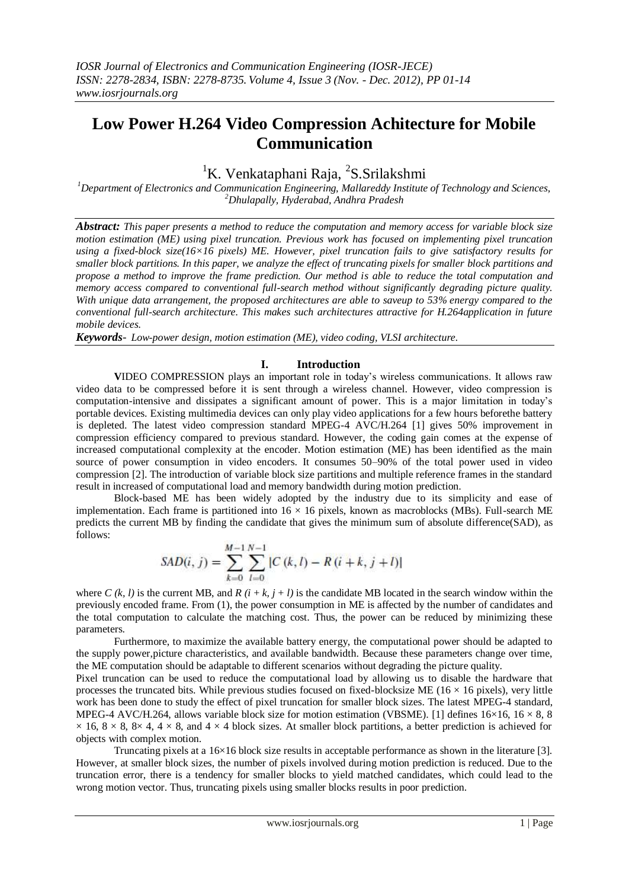# Low Power H.264 Video Compression Achitecture for Mobile Communication

[1]K. Venkataphani Raja, [2]S.Srilakshmi

*[1]Department of Electronics and Communication Engineering, Mallareddy Institute of Technology and Sciences,*
*[2]Dhulapally, Hyderabad, Andhra Pradesh*

***Abstract:*** *This paper presents a method to reduce the computation and memory access for variable block size motion estimation (ME) using pixel truncation. Previous work has focused on implementing pixel truncation using a fixed-block size(16×16 pixels) ME. However, pixel truncation fails to give satisfactory results for smaller block partitions. In this paper, we analyze the effect of truncating pixels for smaller block partitions and propose a method to improve the frame prediction. Our method is able to reduce the total computation and memory access compared to conventional full-search method without significantly degrading picture quality. With unique data arrangement, the proposed architectures are able to saveup to 53% energy compared to the conventional full-search architecture. This makes such architectures attractive for H.264application in future mobile devices.*

***Keywords****- Low-power design, motion estimation (ME), video coding, VLSI architecture.*

## I. Introduction

**V**IDEO COMPRESSION plays an important role in today's wireless communications. It allows raw video data to be compressed before it is sent through a wireless channel. However, video compression is computation-intensive and dissipates a significant amount of power. This is a major limitation in today's portable devices. Existing multimedia devices can only play video applications for a few hours beforethe battery is depleted. The latest video compression standard MPEG-4 AVC/H.264 [1] gives 50% improvement in compression efficiency compared to previous standard. However, the coding gain comes at the expense of increased computational complexity at the encoder. Motion estimation (ME) has been identified as the main source of power consumption in video encoders. It consumes 50–90% of the total power used in video compression [2]. The introduction of variable block size partitions and multiple reference frames in the standard result in increased of computational load and memory bandwidth during motion prediction.

Block-based ME has been widely adopted by the industry due to its simplicity and ease of implementation. Each frame is partitioned into $16 \times 16$ pixels, known as macroblocks (MBs). Full-search ME predicts the current MB by finding the candidate that gives the minimum sum of absolute difference(SAD), as follows:

$$SAD(i, j) = \sum_{k=0}^{M-1} \sum_{l=0}^{N-1} |C(k, l) - R(i + k, j + l)|$$

where $C(k, l)$ is the current MB, and $R(i + k, j + l)$ is the candidate MB located in the search window within the previously encoded frame. From (1), the power consumption in ME is affected by the number of candidates and the total computation to calculate the matching cost. Thus, the power can be reduced by minimizing these parameters.

Furthermore, to maximize the available battery energy, the computational power should be adapted to the supply power,picture characteristics, and available bandwidth. Because these parameters change over time, the ME computation should be adaptable to different scenarios without degrading the picture quality.

Pixel truncation can be used to reduce the computational load by allowing us to disable the hardware that processes the truncated bits. While previous studies focused on fixed-blocksize ME ($16 \times 16$ pixels), very little work has been done to study the effect of pixel truncation for smaller block sizes. The latest MPEG-4 standard, MPEG-4 AVC/H.264, allows variable block size for motion estimation (VBSME). [1] defines 16×16, $16 \times 8$, $8 \times 16$, $8 \times 8$, $8 \times 4$, $4 \times 8$, and $4 \times 4$ block sizes. At smaller block partitions, a better prediction is achieved for objects with complex motion.

Truncating pixels at a 16×16 block size results in acceptable performance as shown in the literature [3]. However, at smaller block sizes, the number of pixels involved during motion prediction is reduced. Due to the truncation error, there is a tendency for smaller blocks to yield matched candidates, which could lead to the wrong motion vector. Thus, truncating pixels using smaller blocks results in poor prediction.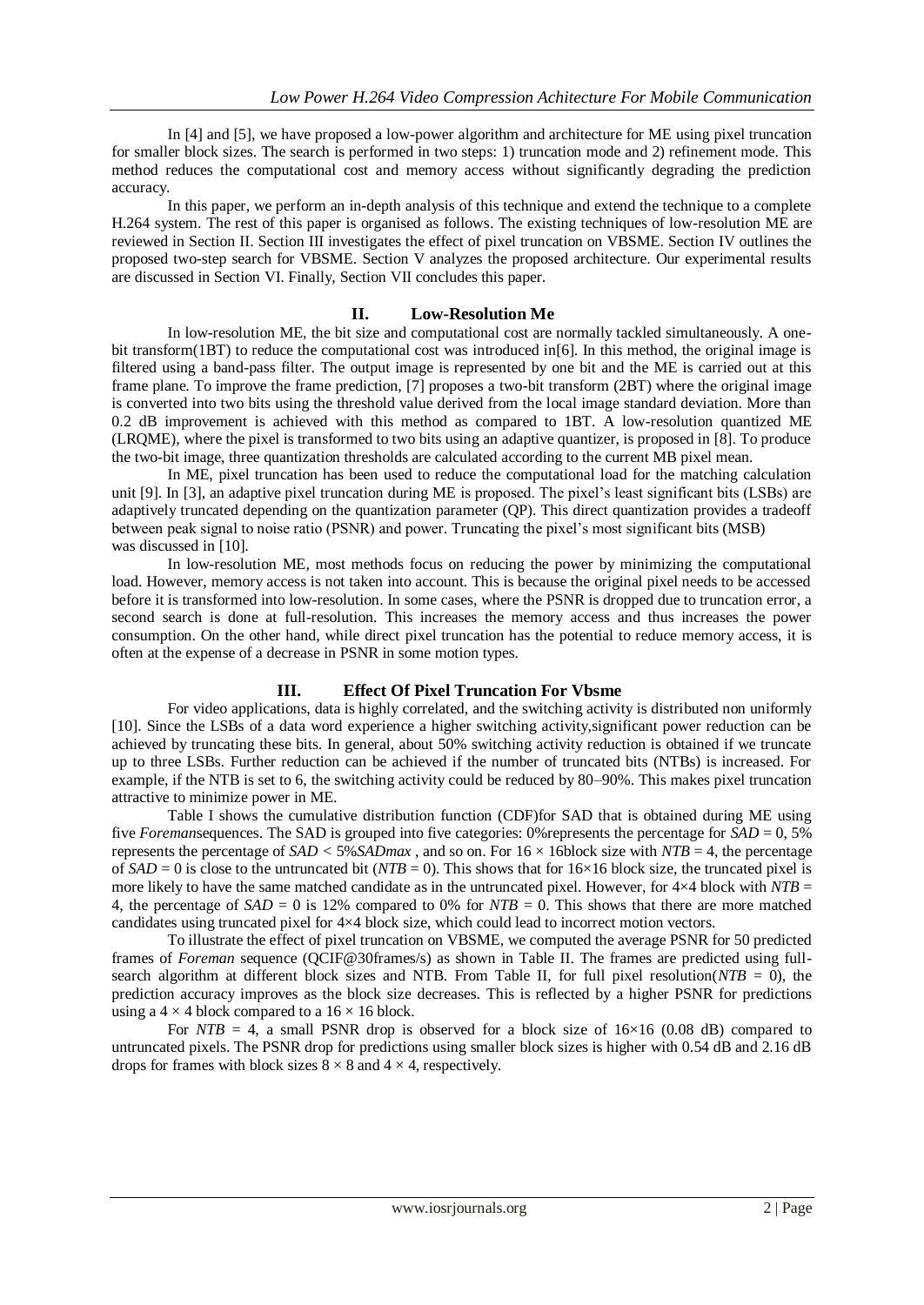In [4] and [5], we have proposed a low-power algorithm and architecture for ME using pixel truncation for smaller block sizes. The search is performed in two steps: 1) truncation mode and 2) refinement mode. This method reduces the computational cost and memory access without significantly degrading the prediction accuracy.

In this paper, we perform an in-depth analysis of this technique and extend the technique to a complete H.264 system. The rest of this paper is organised as follows. The existing techniques of low-resolution ME are reviewed in Section II. Section III investigates the effect of pixel truncation on VBSME. Section IV outlines the proposed two-step search for VBSME. Section V analyzes the proposed architecture. Our experimental results are discussed in Section VI. Finally, Section VII concludes this paper.

## II. Low-Resolution Me

In low-resolution ME, the bit size and computational cost are normally tackled simultaneously. A one-bit transform(1BT) to reduce the computational cost was introduced in[6]. In this method, the original image is filtered using a band-pass filter. The output image is represented by one bit and the ME is carried out at this frame plane. To improve the frame prediction, [7] proposes a two-bit transform (2BT) where the original image is converted into two bits using the threshold value derived from the local image standard deviation. More than 0.2 dB improvement is achieved with this method as compared to 1BT. A low-resolution quantized ME (LRQME), where the pixel is transformed to two bits using an adaptive quantizer, is proposed in [8]. To produce the two-bit image, three quantization thresholds are calculated according to the current MB pixel mean.

In ME, pixel truncation has been used to reduce the computational load for the matching calculation unit [9]. In [3], an adaptive pixel truncation during ME is proposed. The pixel's least significant bits (LSBs) are adaptively truncated depending on the quantization parameter (QP). This direct quantization provides a tradeoff between peak signal to noise ratio (PSNR) and power. Truncating the pixel's most significant bits (MSB) was discussed in [10].

In low-resolution ME, most methods focus on reducing the power by minimizing the computational load. However, memory access is not taken into account. This is because the original pixel needs to be accessed before it is transformed into low-resolution. In some cases, where the PSNR is dropped due to truncation error, a second search is done at full-resolution. This increases the memory access and thus increases the power consumption. On the other hand, while direct pixel truncation has the potential to reduce memory access, it is often at the expense of a decrease in PSNR in some motion types.

## III. Effect Of Pixel Truncation For Vbsme

For video applications, data is highly correlated, and the switching activity is distributed non uniformly [10]. Since the LSBs of a data word experience a higher switching activity,significant power reduction can be achieved by truncating these bits. In general, about 50% switching activity reduction is obtained if we truncate up to three LSBs. Further reduction can be achieved if the number of truncated bits (NTBs) is increased. For example, if the NTB is set to 6, the switching activity could be reduced by 80–90%. This makes pixel truncation attractive to minimize power in ME.

Table I shows the cumulative distribution function (CDF)for SAD that is obtained during ME using five *Foreman*sequences. The SAD is grouped into five categories: 0%represents the percentage for $SAD = 0$, 5% represents the percentage of $SAD < 5\% SAD_{max}$ , and so on. For $16 \times 16$block size with $NTB = 4$, the percentage of $SAD = 0$ is close to the untruncated bit ($NTB = 0$). This shows that for 16×16 block size, the truncated pixel is more likely to have the same matched candidate as in the untruncated pixel. However, for 4×4 block with $NTB = 4$, the percentage of $SAD = 0$ is 12% compared to 0% for $NTB = 0$. This shows that there are more matched candidates using truncated pixel for 4×4 block size, which could lead to incorrect motion vectors.

To illustrate the effect of pixel truncation on VBSME, we computed the average PSNR for 50 predicted frames of *Foreman* sequence (QCIF@30frames/s) as shown in Table II. The frames are predicted using full-search algorithm at different block sizes and NTB. From Table II, for full pixel resolution($NTB = 0$), the prediction accuracy improves as the block size decreases. This is reflected by a higher PSNR for predictions using a $4 \times 4$ block compared to a $16 \times 16$ block.

For $NTB = 4$, a small PSNR drop is observed for a block size of 16×16 (0.08 dB) compared to untruncated pixels. The PSNR drop for predictions using smaller block sizes is higher with 0.54 dB and 2.16 dB drops for frames with block sizes $8 \times 8$ and $4 \times 4$, respectively.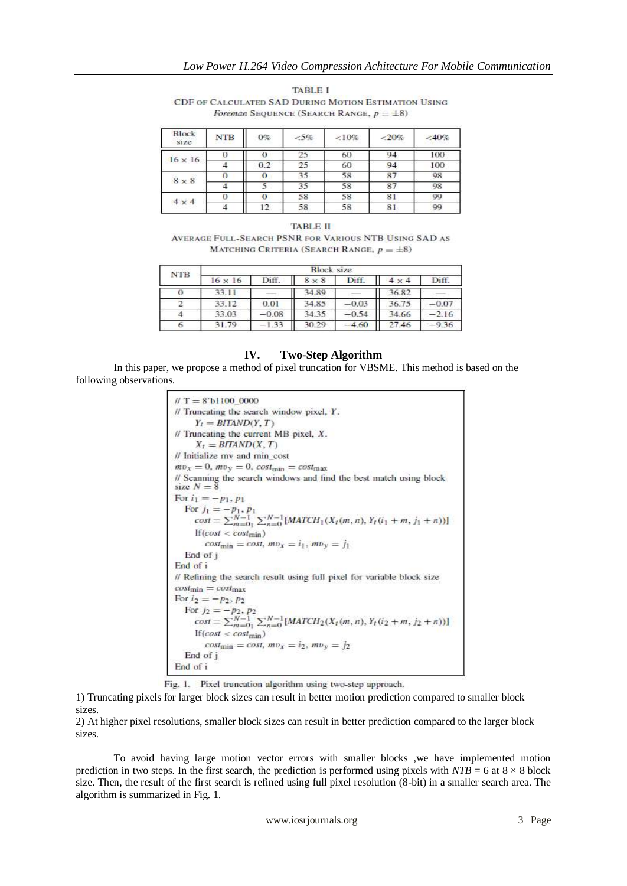TABLE I
CDF OF CALCULATED SAD DURING MOTION ESTIMATION USING *Foreman* SEQUENCE (SEARCH RANGE, $p = \pm 8$)

| Block size | NTB | 0% | <5% | <10% | <20% | <40% |
|---|---|---|---|---|---|---|
| 16 × 16 | 0 | 0 | 25 | 60 | 94 | 100 |
| | 4 | 0.2 | 25 | 60 | 94 | 100 |
| 8 × 8 | 0 | 0 | 35 | 58 | 87 | 98 |
| | 4 | 5 | 35 | 58 | 87 | 98 |
| 4 × 4 | 0 | 0 | 58 | 58 | 81 | 99 |
| | 4 | 12 | 58 | 58 | 81 | 99 |

TABLE II
AVERAGE FULL-SEARCH PSNR FOR VARIOUS NTB USING SAD AS MATCHING CRITERIA (SEARCH RANGE, $p = \pm 8$)

| NTB | Block size | | | | | |
|---|---|---|---|---|---|---|
| | 16 × 16 | Diff. | 8 × 8 | Diff. | 4 × 4 | Diff. |
| 0 | 33.11 | — | 34.89 | — | 36.82 | — |
| 2 | 33.12 | 0.01 | 34.85 | −0.03 | 36.75 | −0.07 |
| 4 | 33.03 | −0.08 | 34.35 | −0.54 | 34.66 | −2.16 |
| 6 | 31.79 | −1.33 | 30.29 | −4.60 | 27.46 | −9.36 |

## IV. Two-Step Algorithm

In this paper, we propose a method of pixel truncation for VBSME. This method is based on the following observations.

```
// T = 8'b1100_0000
// Truncating the search window pixel, Y.
    Y_t = BITAND(Y, T)
// Truncating the current MB pixel, X.
    X_t = BITAND(X, T)
// Initialize mv and min_cost
mv_x = 0, mv_y = 0, cost_min = cost_max
// Scanning the search windows and find the best match using block size N = 8
For i_1 = -p_1, p_1
  For j_1 = -p_1, p_1
    cost = Σ_{m=0}^{N-1} Σ_{n=0}^{N-1} [MATCH_1(X_t(m, n), Y_t(i_1 + m, j_1 + n))]
    If(cost < cost_min)
      cost_min = cost, mv_x = i_1, mv_y = j_1
  End of j
End of i
// Refining the search result using full pixel for variable block size
cost_min = cost_max
For i_2 = -p_2, p_2
  For j_2 = -p_2, p_2
    cost = Σ_{m=0}^{N-1} Σ_{n=0}^{N-1} [MATCH_2(X_t(m, n), Y_t(i_2 + m, j_2 + n))]
    If(cost < cost_min)
      cost_min = cost, mv_x = i_2, mv_y = j_2
  End of j
End of i
```

Fig. 1. Pixel truncation algorithm using two-step approach.

1) Truncating pixels for larger block sizes can result in better motion prediction compared to smaller block sizes.
2) At higher pixel resolutions, smaller block sizes can result in better prediction compared to the larger block sizes.

To avoid having large motion vector errors with smaller blocks ,we have implemented motion prediction in two steps. In the first search, the prediction is performed using pixels with *NTB* = 6 at 8 × 8 block size. Then, the result of the first search is refined using full pixel resolution (8-bit) in a smaller search area. The algorithm is summarized in Fig. 1.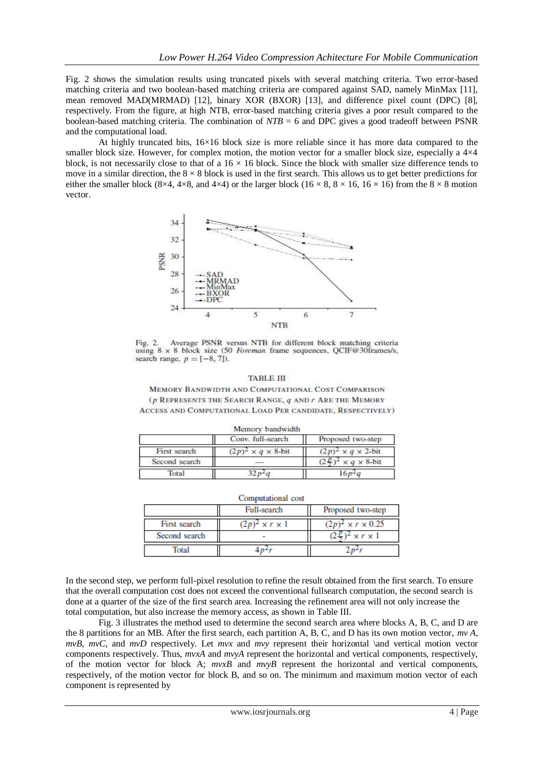Fig. 2 shows the simulation results using truncated pixels with several matching criteria. Two error-based matching criteria and two boolean-based matching criteria are compared against SAD, namely MinMax [11], mean removed MAD(MRMAD) [12], binary XOR (BXOR) [13], and difference pixel count (DPC) [8], respectively. From the figure, at high NTB, error-based matching criteria gives a poor result compared to the boolean-based matching criteria. The combination of *NTB* = 6 and DPC gives a good tradeoff between PSNR and the computational load.

At highly truncated bits, 16×16 block size is more reliable since it has more data compared to the smaller block size. However, for complex motion, the motion vector for a smaller block size, especially a 4×4 block, is not necessarily close to that of a 16 × 16 block. Since the block with smaller size difference tends to move in a similar direction, the 8 × 8 block is used in the first search. This allows us to get better predictions for either the smaller block (8×4, 4×8, and 4×4) or the larger block (16 × 8, 8 × 16, 16 × 16) from the 8 × 8 motion vector.

Fig. 2. Average PSNR versus NTB for different block matching criteria using 8 × 8 block size (50 *Foreman* frame sequences, QCIF@30frames/s, search range, $p = [-8, 7]$).

TABLE III

MEMORY BANDWIDTH AND COMPUTATIONAL COST COMPARISON ($p$ REPRESENTS THE SEARCH RANGE, $q$ AND $r$ ARE THE MEMORY ACCESS AND COMPUTATIONAL LOAD PER CANDIDATE, RESPECTIVELY)

Memory bandwidth

| | Conv. full-search | Proposed two-step |
|---|---|---|
| First search | $(2p)^2 \times q \times$ 8-bit | $(2p)^2 \times q \times$ 2-bit |
| Second search | — | $(2\frac{p}{2})^2 \times q \times$ 8-bit |
| Total | $32p^2q$ | $16p^2q$ |

Computational cost

| | Full-search | Proposed two-step |
|---|---|---|
| First search | $(2p)^2 \times r \times 1$ | $(2p)^2 \times r \times 0.25$ |
| Second search | - | $(2\frac{p}{2})^2 \times r \times 1$ |
| Total | $4p^2r$ | $2p^2r$ |

In the second step, we perform full-pixel resolution to refine the result obtained from the first search. To ensure that the overall computation cost does not exceed the conventional fullsearch computation, the second search is done at a quarter of the size of the first search area. Increasing the refinement area will not only increase the total computation, but also increase the memory access, as shown in Table III.

Fig. 3 illustrates the method used to determine the second search area where blocks A, B, C, and D are the 8 partitions for an MB. After the first search, each partition A, B, C, and D has its own motion vector, *mv A*, *mvB*, *mvC*, and *mvD* respectively. Let *mvx* and *mvy* represent their horizontal \and vertical motion vector components respectively. Thus, *mvxA* and *mvyA* represent the horizontal and vertical components, respectively, of the motion vector for block A; *mvxB* and *mvyB* represent the horizontal and vertical components, respectively, of the motion vector for block B, and so on. The minimum and maximum motion vector of each component is represented by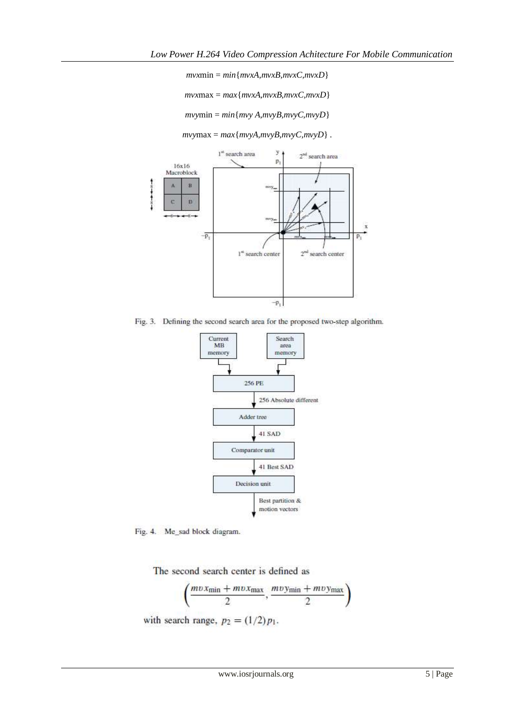$mvx\text{min} = min\{mvxA, mvxB, mvxC, mvxD\}$

$mvx\text{max} = max\{mvxA, mvxB, mvxC, mvxD\}$

$mvy\text{min} = min\{mvy\,A, mvyB, mvyC, mvyD\}$

$mvy\text{max} = max\{mvyA, mvyB, mvyC, mvyD\}$ .

Fig. 3. Defining the second search area for the proposed two-step algorithm.

Fig. 4. Me_sad block diagram.

The second search center is defined as

$$\left(\frac{mvx_{\min} + mvx_{\max}}{2}, \frac{mvy_{\min} + mvy_{\max}}{2}\right)$$

with search range, $p_2 = (1/2)p_1$.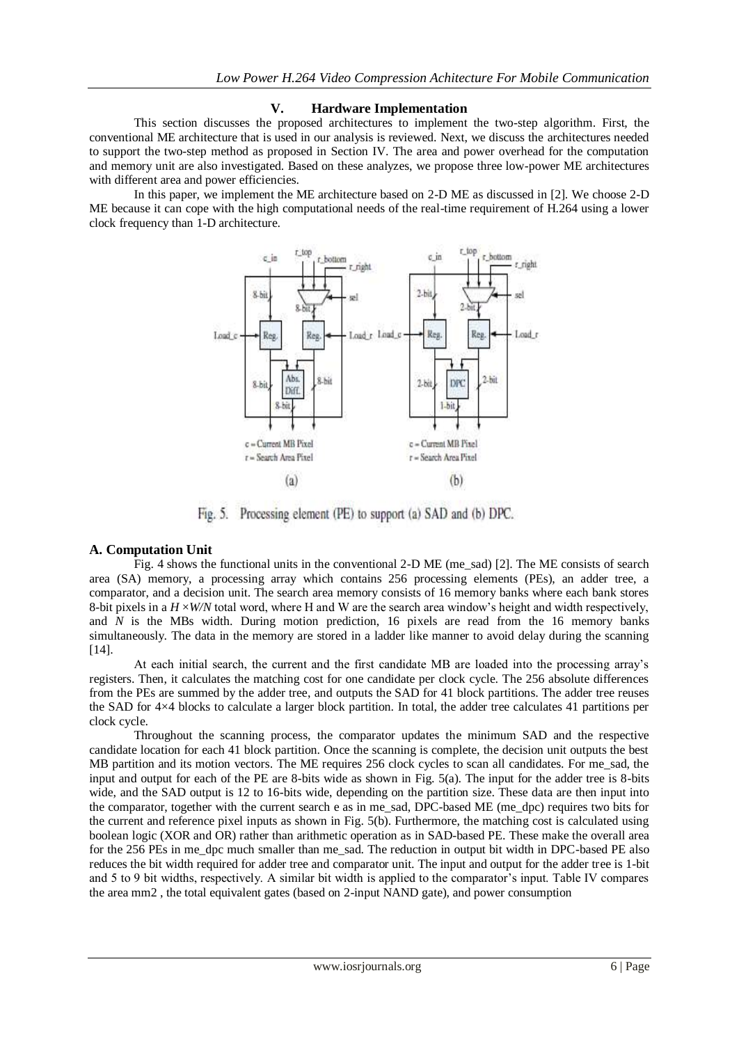## V. Hardware Implementation

This section discusses the proposed architectures to implement the two-step algorithm. First, the conventional ME architecture that is used in our analysis is reviewed. Next, we discuss the architectures needed to support the two-step method as proposed in Section IV. The area and power overhead for the computation and memory unit are also investigated. Based on these analyzes, we propose three low-power ME architectures with different area and power efficiencies.

In this paper, we implement the ME architecture based on 2-D ME as discussed in [2]. We choose 2-D ME because it can cope with the high computational needs of the real-time requirement of H.264 using a lower clock frequency than 1-D architecture.

Fig. 5. Processing element (PE) to support (a) SAD and (b) DPC.

### A. Computation Unit

Fig. 4 shows the functional units in the conventional 2-D ME (me_sad) [2]. The ME consists of search area (SA) memory, a processing array which contains 256 processing elements (PEs), an adder tree, a comparator, and a decision unit. The search area memory consists of 16 memory banks where each bank stores 8-bit pixels in a $H \times W/N$ total word, where H and W are the search area window's height and width respectively, and $N$ is the MBs width. During motion prediction, 16 pixels are read from the 16 memory banks simultaneously. The data in the memory are stored in a ladder like manner to avoid delay during the scanning [14].

At each initial search, the current and the first candidate MB are loaded into the processing array's registers. Then, it calculates the matching cost for one candidate per clock cycle. The 256 absolute differences from the PEs are summed by the adder tree, and outputs the SAD for 41 block partitions. The adder tree reuses the SAD for 4×4 blocks to calculate a larger block partition. In total, the adder tree calculates 41 partitions per clock cycle.

Throughout the scanning process, the comparator updates the minimum SAD and the respective candidate location for each 41 block partition. Once the scanning is complete, the decision unit outputs the best MB partition and its motion vectors. The ME requires 256 clock cycles to scan all candidates. For me_sad, the input and output for each of the PE are 8-bits wide as shown in Fig. 5(a). The input for the adder tree is 8-bits wide, and the SAD output is 12 to 16-bits wide, depending on the partition size. These data are then input into the comparator, together with the current search e as in me_sad, DPC-based ME (me_dpc) requires two bits for the current and reference pixel inputs as shown in Fig. 5(b). Furthermore, the matching cost is calculated using boolean logic (XOR and OR) rather than arithmetic operation as in SAD-based PE. These make the overall area for the 256 PEs in me_dpc much smaller than me_sad. The reduction in output bit width in DPC-based PE also reduces the bit width required for adder tree and comparator unit. The input and output for the adder tree is 1-bit and 5 to 9 bit widths, respectively. A similar bit width is applied to the comparator's input. Table IV compares the area mm2 , the total equivalent gates (based on 2-input NAND gate), and power consumption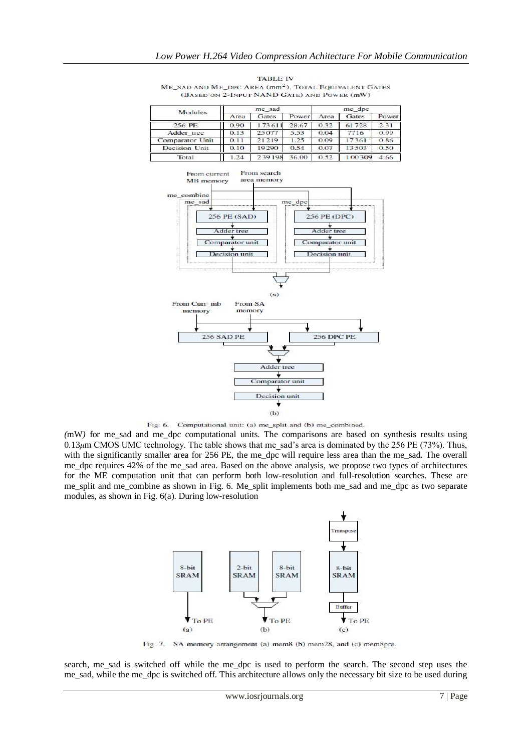TABLE IV
ME_SAD AND ME_DPC AREA ($mm^2$), TOTAL EQUIVALENT GATES (BASED ON 2-INPUT NAND GATE) AND POWER (mW)

| Modules | me_sad | | | me_dpc | | |
|---|---|---|---|---|---|---|
| | Area | Gates | Power | Area | Gates | Power |
| 256 PE | 0.90 | 173611 | 28.67 | 0.32 | 61728 | 2.31 |
| Adder_tree | 0.13 | 25077 | 5.53 | 0.04 | 7716 | 0.99 |
| Comparator Unit | 0.11 | 21219 | 1.25 | 0.09 | 17361 | 0.86 |
| Decision Unit | 0.10 | 19290 | 0.54 | 0.07 | 13503 | 0.50 |
| Total | 1.24 | 239198 | 36.00 | 0.52 | 100309 | 4.66 |

Fig. 6. Computational unit: (a) me_split and (b) me_combined.

(mW) for me_sad and me_dpc computational units. The comparisons are based on synthesis results using 0.13$\mu$m CMOS UMC technology. The table shows that me_sad's area is dominated by the 256 PE (73%). Thus, with the significantly smaller area for 256 PE, the me_dpc will require less area than the me_sad. The overall me_dpc requires 42% of the me_sad area. Based on the above analysis, we propose two types of architectures for the ME computation unit that can perform both low-resolution and full-resolution searches. These are me_split and me_combine as shown in Fig. 6. Me_split implements both me_sad and me_dpc as two separate modules, as shown in Fig. 6(a). During low-resolution

Fig. 7. SA memory arrangement (a) mem8 (b) mem28, and (c) mem8pre.

search, me_sad is switched off while the me_dpc is used to perform the search. The second step uses the me_sad, while the me_dpc is switched off. This architecture allows only the necessary bit size to be used during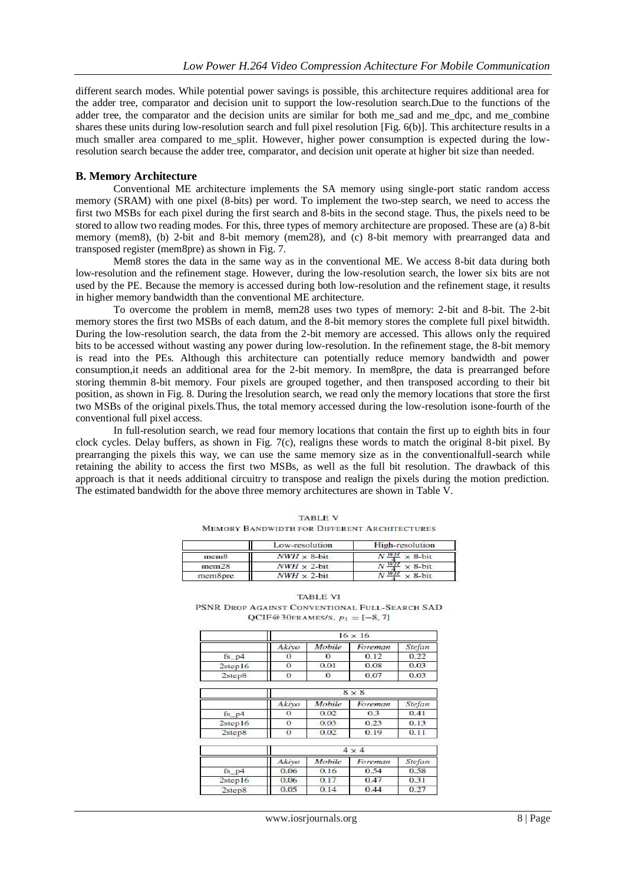different search modes. While potential power savings is possible, this architecture requires additional area for the adder tree, comparator and decision unit to support the low-resolution search.Due to the functions of the adder tree, the comparator and the decision units are similar for both me_sad and me_dpc, and me_combine shares these units during low-resolution search and full pixel resolution [Fig. 6(b)]. This architecture results in a much smaller area compared to me_split. However, higher power consumption is expected during the low-resolution search because the adder tree, comparator, and decision unit operate at higher bit size than needed.

### B. Memory Architecture

Conventional ME architecture implements the SA memory using single-port static random access memory (SRAM) with one pixel (8-bits) per word. To implement the two-step search, we need to access the first two MSBs for each pixel during the first search and 8-bits in the second stage. Thus, the pixels need to be stored to allow two reading modes. For this, three types of memory architecture are proposed. These are (a) 8-bit memory (mem8), (b) 2-bit and 8-bit memory (mem28), and (c) 8-bit memory with prearranged data and transposed register (mem8pre) as shown in Fig. 7.

Mem8 stores the data in the same way as in the conventional ME. We access 8-bit data during both low-resolution and the refinement stage. However, during the low-resolution search, the lower six bits are not used by the PE. Because the memory is accessed during both low-resolution and the refinement stage, it results in higher memory bandwidth than the conventional ME architecture.

To overcome the problem in mem8, mem28 uses two types of memory: 2-bit and 8-bit. The 2-bit memory stores the first two MSBs of each datum, and the 8-bit memory stores the complete full pixel bitwidth. During the low-resolution search, the data from the 2-bit memory are accessed. This allows only the required bits to be accessed without wasting any power during low-resolution. In the refinement stage, the 8-bit memory is read into the PEs. Although this architecture can potentially reduce memory bandwidth and power consumption,it needs an additional area for the 2-bit memory. In mem8pre, the data is prearranged before storing themmin 8-bit memory. Four pixels are grouped together, and then transposed according to their bit position, as shown in Fig. 8. During the lresolution search, we read only the memory locations that store the first two MSBs of the original pixels.Thus, the total memory accessed during the low-resolution isone-fourth of the conventional full pixel access.

In full-resolution search, we read four memory locations that contain the first up to eighth bits in four clock cycles. Delay buffers, as shown in Fig. 7(c), realigns these words to match the original 8-bit pixel. By prearranging the pixels this way, we can use the same memory size as in the conventionalfull-search while retaining the ability to access the first two MSBs, as well as the full bit resolution. The drawback of this approach is that it needs additional circuitry to transpose and realign the pixels during the motion prediction. The estimated bandwidth for the above three memory architectures are shown in Table V.

TABLE V
MEMORY BANDWIDTH FOR DIFFERENT ARCHITECTURES

| | Low-resolution | High-resolution |
|---|---|---|
| mem8 | $NWH \times$ 8-bit | $N\frac{WH}{4} \times$ 8-bit |
| mem28 | $NWH \times$ 2-bit | $N\frac{WH}{4} \times$ 8-bit |
| mem8pre | $NWH \times$ 2-bit | $N\frac{WH}{4} \times$ 8-bit |

TABLE VI
PSNR DROP AGAINST CONVENTIONAL FULL-SEARCH SAD
QCIF@30FRAMES/S, $p_1 = [-8, 7]$

| | 16 × 16 | | | |
|---|---|---|---|---|
| | *Akiyo* | *Mobile* | *Foreman* | *Stefan* |
| fs_p4 | 0 | 0 | 0.12 | 0.22 |
| 2step16 | 0 | 0.01 | 0.08 | 0.03 |
| 2step8 | 0 | 0 | 0.07 | 0.03 |

| | 8 × 8 | | | |
|---|---|---|---|---|
| | *Akiyo* | *Mobile* | *Foreman* | *Stefan* |
| fs_p4 | 0 | 0.02 | 0.3 | 0.41 |
| 2step16 | 0 | 0.03 | 0.23 | 0.13 |
| 2step8 | 0 | 0.02 | 0.19 | 0.11 |

| | 4 × 4 | | | |
|---|---|---|---|---|
| | *Akiyo* | *Mobile* | *Foreman* | *Stefan* |
| fs_p4 | 0.06 | 0.16 | 0.54 | 0.58 |
| 2step16 | 0.06 | 0.17 | 0.47 | 0.31 |
| 2step8 | 0.05 | 0.14 | 0.44 | 0.27 |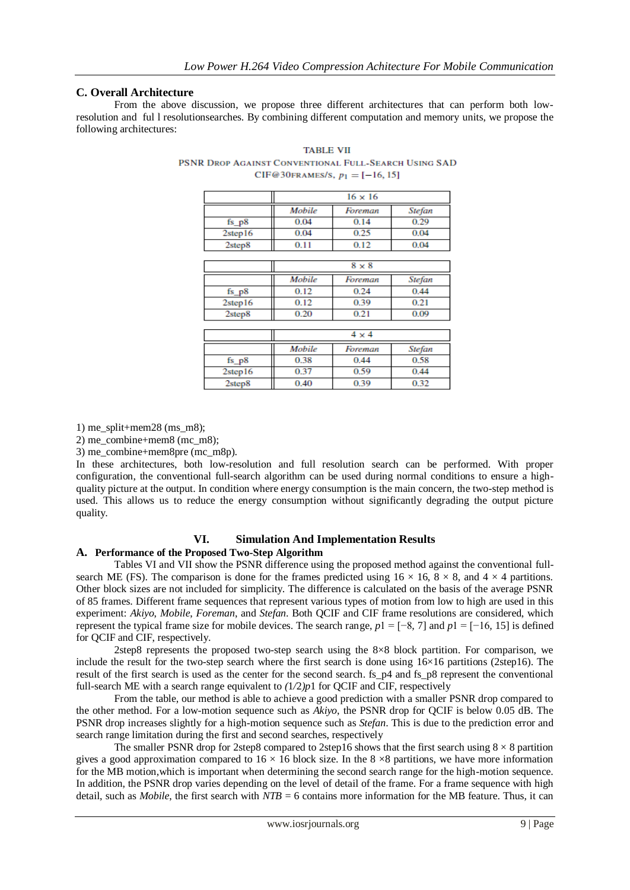### C. Overall Architecture

From the above discussion, we propose three different architectures that can perform both low-resolution and ful l resolutionsearches. By combining different computation and memory units, we propose the following architectures:

TABLE VII
PSNR DROP AGAINST CONVENTIONAL FULL-SEARCH USING SAD
CIF@30FRAMES/S, $p_1 = [-16, 15]$

| | 16 × 16 | | |
|---|---|---|---|
| | *Mobile* | *Foreman* | *Stefan* |
| fs_p8 | 0.04 | 0.14 | 0.29 |
| 2step16 | 0.04 | 0.25 | 0.04 |
| 2step8 | 0.11 | 0.12 | 0.04 |
| | **8 × 8** | | |
| | *Mobile* | *Foreman* | *Stefan* |
| fs_p8 | 0.12 | 0.24 | 0.44 |
| 2step16 | 0.12 | 0.39 | 0.21 |
| 2step8 | 0.20 | 0.21 | 0.09 |
| | **4 × 4** | | |
| | *Mobile* | *Foreman* | *Stefan* |
| fs_p8 | 0.38 | 0.44 | 0.58 |
| 2step16 | 0.37 | 0.59 | 0.44 |
| 2step8 | 0.40 | 0.39 | 0.32 |

1) me_split+mem28 (ms_m8);
2) me_combine+mem8 (mc_m8);
3) me_combine+mem8pre (mc_m8p).

In these architectures, both low-resolution and full resolution search can be performed. With proper configuration, the conventional full-search algorithm can be used during normal conditions to ensure a high-quality picture at the output. In condition where energy consumption is the main concern, the two-step method is used. This allows us to reduce the energy consumption without significantly degrading the output picture quality.

## VI. Simulation And Implementation Results

### A. Performance of the Proposed Two-Step Algorithm

Tables VI and VII show the PSNR difference using the proposed method against the conventional full-search ME (FS). The comparison is done for the frames predicted using 16 × 16, 8 × 8, and 4 × 4 partitions. Other block sizes are not included for simplicity. The difference is calculated on the basis of the average PSNR of 85 frames. Different frame sequences that represent various types of motion from low to high are used in this experiment: *Akiyo*, *Mobile*, *Foreman*, and *Stefan*. Both QCIF and CIF frame resolutions are considered, which represent the typical frame size for mobile devices. The search range, $p1 = [-8, 7]$ and $p1 = [-16, 15]$ is defined for QCIF and CIF, respectively.

2step8 represents the proposed two-step search using the 8×8 block partition. For comparison, we include the result for the two-step search where the first search is done using 16×16 partitions (2step16). The result of the first search is used as the center for the second search. fs_p4 and fs_p8 represent the conventional full-search ME with a search range equivalent to $(1/2)p1$ for QCIF and CIF, respectively

From the table, our method is able to achieve a good prediction with a smaller PSNR drop compared to the other method. For a low-motion sequence such as *Akiyo*, the PSNR drop for QCIF is below 0.05 dB. The PSNR drop increases slightly for a high-motion sequence such as *Stefan*. This is due to the prediction error and search range limitation during the first and second searches, respectively

The smaller PSNR drop for 2step8 compared to 2step16 shows that the first search using 8 × 8 partition gives a good approximation compared to 16 × 16 block size. In the 8 ×8 partitions, we have more information for the MB motion,which is important when determining the second search range for the high-motion sequence. In addition, the PSNR drop varies depending on the level of detail of the frame. For a frame sequence with high detail, such as *Mobile*, the first search with $NTB = 6$ contains more information for the MB feature. Thus, it can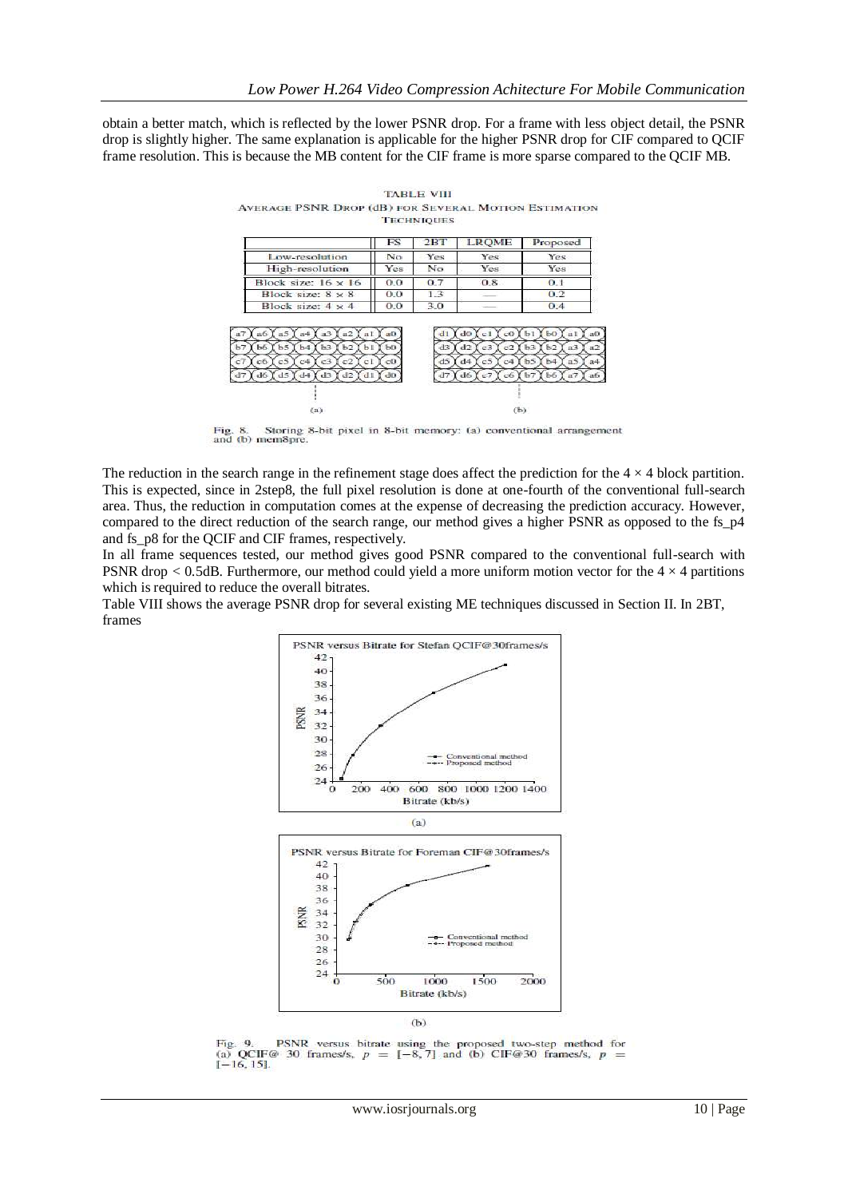obtain a better match, which is reflected by the lower PSNR drop. For a frame with less object detail, the PSNR drop is slightly higher. The same explanation is applicable for the higher PSNR drop for CIF compared to QCIF frame resolution. This is because the MB content for the CIF frame is more sparse compared to the QCIF MB.

TABLE VIII
AVERAGE PSNR DROP (dB) FOR SEVERAL MOTION ESTIMATION TECHNIQUES

| | FS | 2BT | LRQME | Proposed |
|---|---|---|---|---|
| Low-resolution | No | Yes | Yes | Yes |
| High-resolution | Yes | No | Yes | Yes |
| Block size: 16 × 16 | 0.0 | 0.7 | 0.8 | 0.1 |
| Block size: 8 × 8 | 0.0 | 1.3 | — | 0.2 |
| Block size: 4 × 4 | 0.0 | 3.0 | — | 0.4 |

Fig. 8. Storing 8-bit pixel in 8-bit memory: (a) conventional arrangement and (b) mem8pre.

The reduction in the search range in the refinement stage does affect the prediction for the $4 \times 4$ block partition. This is expected, since in 2step8, the full pixel resolution is done at one-fourth of the conventional full-search area. Thus, the reduction in computation comes at the expense of decreasing the prediction accuracy. However, compared to the direct reduction of the search range, our method gives a higher PSNR as opposed to the fs_p4 and fs_p8 for the QCIF and CIF frames, respectively.

In all frame sequences tested, our method gives good PSNR compared to the conventional full-search with PSNR drop < 0.5dB. Furthermore, our method could yield a more uniform motion vector for the $4 \times 4$ partitions which is required to reduce the overall bitrates.

Table VIII shows the average PSNR drop for several existing ME techniques discussed in Section II. In 2BT, frames

Fig. 9. PSNR versus bitrate using the proposed two-step method for (a) QCIF@ 30 frames/s, $p = [-8, 7]$ and (b) CIF@30 frames/s, $p = [-16, 15]$.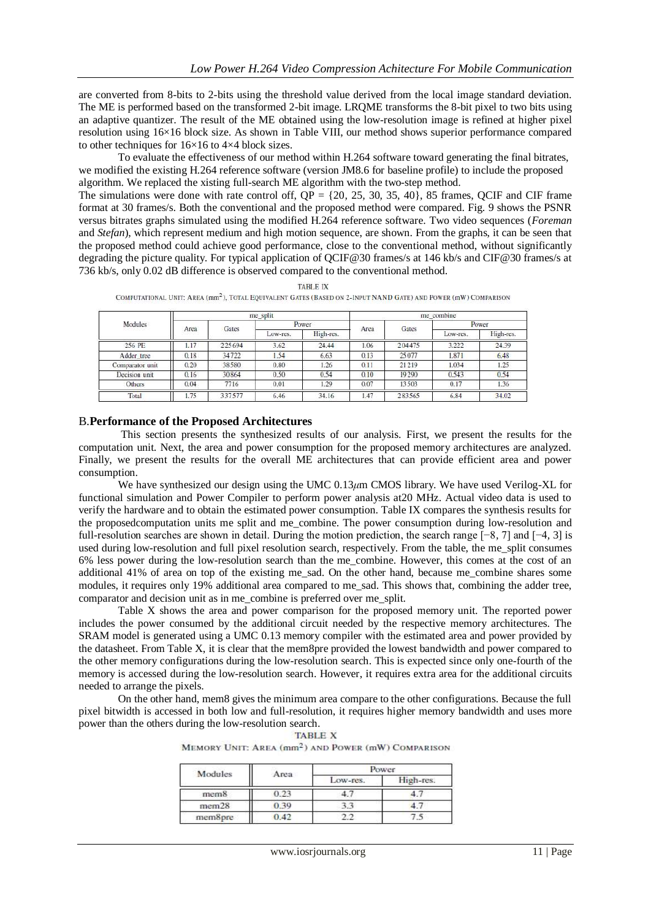are converted from 8-bits to 2-bits using the threshold value derived from the local image standard deviation. The ME is performed based on the transformed 2-bit image. LRQME transforms the 8-bit pixel to two bits using an adaptive quantizer. The result of the ME obtained using the low-resolution image is refined at higher pixel resolution using 16×16 block size. As shown in Table VIII, our method shows superior performance compared to other techniques for 16×16 to 4×4 block sizes.

To evaluate the effectiveness of our method within H.264 software toward generating the final bitrates, we modified the existing H.264 reference software (version JM8.6 for baseline profile) to include the proposed algorithm. We replaced the xisting full-search ME algorithm with the two-step method.

The simulations were done with rate control off, QP = {20, 25, 30, 35, 40}, 85 frames, QCIF and CIF frame format at 30 frames/s. Both the conventional and the proposed method were compared. Fig. 9 shows the PSNR versus bitrates graphs simulated using the modified H.264 reference software. Two video sequences (*Foreman* and *Stefan*), which represent medium and high motion sequence, are shown. From the graphs, it can be seen that the proposed method could achieve good performance, close to the conventional method, without significantly degrading the picture quality. For typical application of QCIF@30 frames/s at 146 kb/s and CIF@30 frames/s at 736 kb/s, only 0.02 dB difference is observed compared to the conventional method.

TABLE IX

COMPUTATIONAL UNIT: AREA ($mm^2$), TOTAL EQUIVALENT GATES (BASED ON 2-INPUT NAND GATE) AND POWER (mW) COMPARISON

| Modules | me_split | | | | me_combine | | | |
|---|---|---|---|---|---|---|---|---|
| | Area | Gates | Power | | Area | Gates | Power | |
| | | | Low-res. | High-res. | | | Low-res. | High-res. |
| 256 PE | 1.17 | 225694 | 3.62 | 24.44 | 1.06 | 204475 | 3.222 | 24.39 |
| Adder_tree | 0.18 | 34722 | 1.54 | 6.63 | 0.13 | 25077 | 1.871 | 6.48 |
| Comparator unit | 0.20 | 38580 | 0.80 | 1.26 | 0.11 | 21219 | 1.034 | 1.25 |
| Decision unit | 0.16 | 30864 | 0.50 | 0.54 | 0.10 | 19290 | 0.543 | 0.54 |
| Others | 0.04 | 7716 | 0.01 | 1.29 | 0.07 | 13503 | 0.17 | 1.36 |
| Total | 1.75 | 337577 | 6.46 | 34.16 | 1.47 | 283565 | 6.84 | 34.02 |

## B. Performance of the Proposed Architectures

This section presents the synthesized results of our analysis. First, we present the results for the computation unit. Next, the area and power consumption for the proposed memory architectures are analyzed. Finally, we present the results for the overall ME architectures that can provide efficient area and power consumption.

We have synthesized our design using the UMC 0.13$\mu$m CMOS library. We have used Verilog-XL for functional simulation and Power Compiler to perform power analysis at20 MHz. Actual video data is used to verify the hardware and to obtain the estimated power consumption. Table IX compares the synthesis results for the proposedcomputation units me split and me_combine. The power consumption during low-resolution and full-resolution searches are shown in detail. During the motion prediction, the search range [−8, 7] and [−4, 3] is used during low-resolution and full pixel resolution search, respectively. From the table, the me_split consumes 6% less power during the low-resolution search than the me_combine. However, this comes at the cost of an additional 41% of area on top of the existing me_sad. On the other hand, because me_combine shares some modules, it requires only 19% additional area compared to me_sad. This shows that, combining the adder tree, comparator and decision unit as in me_combine is preferred over me_split.

Table X shows the area and power comparison for the proposed memory unit. The reported power includes the power consumed by the additional circuit needed by the respective memory architectures. The SRAM model is generated using a UMC 0.13 memory compiler with the estimated area and power provided by the datasheet. From Table X, it is clear that the mem8pre provided the lowest bandwidth and power compared to the other memory configurations during the low-resolution search. This is expected since only one-fourth of the memory is accessed during the low-resolution search. However, it requires extra area for the additional circuits needed to arrange the pixels.

On the other hand, mem8 gives the minimum area compare to the other configurations. Because the full pixel bitwidth is accessed in both low and full-resolution, it requires higher memory bandwidth and uses more power than the others during the low-resolution search.

TABLE X

MEMORY UNIT: AREA ($mm^2$) AND POWER (mW) COMPARISON

| Modules | Area | Power | |
|---|---|---|---|
| | | Low-res. | High-res. |
| mem8 | 0.23 | 4.7 | 4.7 |
| mem28 | 0.39 | 3.3 | 4.7 |
| mem8pre | 0.42 | 2.2 | 7.5 |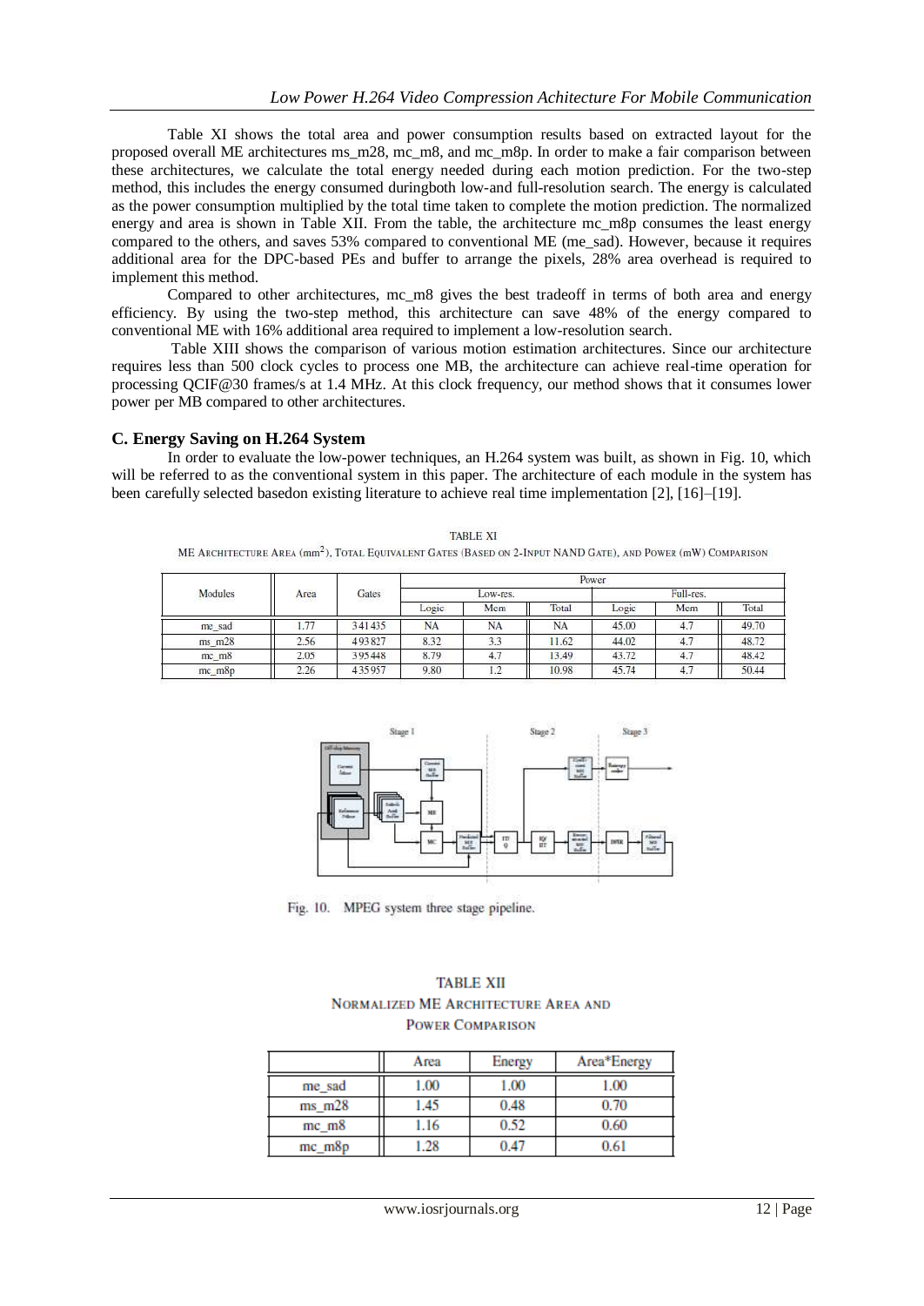Table XI shows the total area and power consumption results based on extracted layout for the proposed overall ME architectures ms_m28, mc_m8, and mc_m8p. In order to make a fair comparison between these architectures, we calculate the total energy needed during each motion prediction. For the two-step method, this includes the energy consumed duringboth low-and full-resolution search. The energy is calculated as the power consumption multiplied by the total time taken to complete the motion prediction. The normalized energy and area is shown in Table XII. From the table, the architecture mc_m8p consumes the least energy compared to the others, and saves 53% compared to conventional ME (me_sad). However, because it requires additional area for the DPC-based PEs and buffer to arrange the pixels, 28% area overhead is required to implement this method.

Compared to other architectures, mc_m8 gives the best tradeoff in terms of both area and energy efficiency. By using the two-step method, this architecture can save 48% of the energy compared to conventional ME with 16% additional area required to implement a low-resolution search.

Table XIII shows the comparison of various motion estimation architectures. Since our architecture requires less than 500 clock cycles to process one MB, the architecture can achieve real-time operation for processing QCIF@30 frames/s at 1.4 MHz. At this clock frequency, our method shows that it consumes lower power per MB compared to other architectures.

### C. Energy Saving on H.264 System

In order to evaluate the low-power techniques, an H.264 system was built, as shown in Fig. 10, which will be referred to as the conventional system in this paper. The architecture of each module in the system has been carefully selected basedon existing literature to achieve real time implementation [2], [16]–[19].

TABLE XI
ME Architecture Area ($mm^2$), Total Equivalent Gates (Based on 2-Input NAND Gate), and Power (mW) Comparison

| Modules | Area | Gates | Power | | | | | |
|---|---|---|---|---|---|---|---|---|
| | | | Low-res. | | | Full-res. | | |
| | | | Logic | Mem | Total | Logic | Mem | Total |
| me_sad | 1.77 | 341435 | NA | NA | NA | 45.00 | 4.7 | 49.70 |
| ms_m28 | 2.56 | 493827 | 8.32 | 3.3 | 11.62 | 44.02 | 4.7 | 48.72 |
| mc_m8 | 2.05 | 395448 | 8.79 | 4.7 | 13.49 | 43.72 | 4.7 | 48.42 |
| mc_m8p | 2.26 | 435957 | 9.80 | 1.2 | 10.98 | 45.74 | 4.7 | 50.44 |

Fig. 10. MPEG system three stage pipeline.

TABLE XII
Normalized ME Architecture Area and Power Comparison

| | Area | Energy | Area*Energy |
|---|---|---|---|
| me_sad | 1.00 | 1.00 | 1.00 |
| ms_m28 | 1.45 | 0.48 | 0.70 |
| mc_m8 | 1.16 | 0.52 | 0.60 |
| mc_m8p | 1.28 | 0.47 | 0.61 |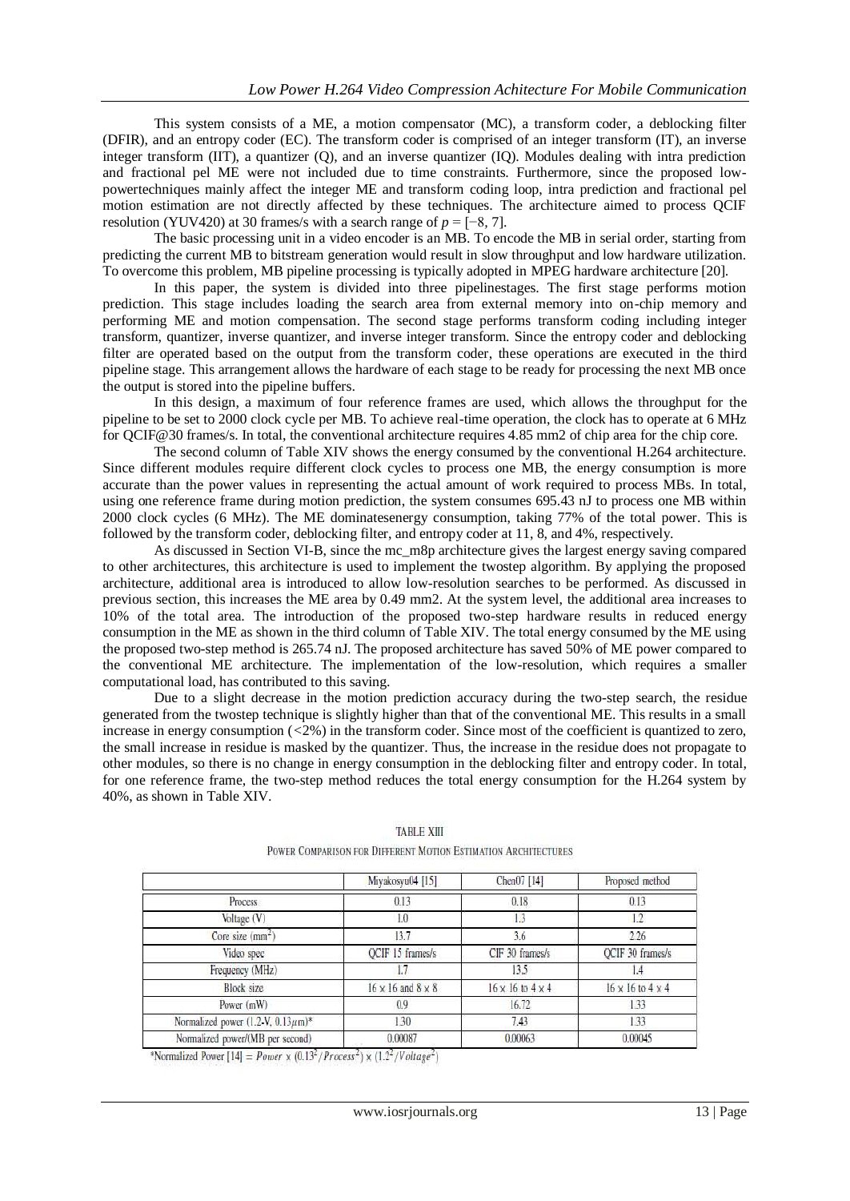This system consists of a ME, a motion compensator (MC), a transform coder, a deblocking filter (DFIR), and an entropy coder (EC). The transform coder is comprised of an integer transform (IT), an inverse integer transform (IIT), a quantizer (Q), and an inverse quantizer (IQ). Modules dealing with intra prediction and fractional pel ME were not included due to time constraints. Furthermore, since the proposed low-powertechniques mainly affect the integer ME and transform coding loop, intra prediction and fractional pel motion estimation are not directly affected by these techniques. The architecture aimed to process QCIF resolution (YUV420) at 30 frames/s with a search range of $p = [-8, 7]$.

The basic processing unit in a video encoder is an MB. To encode the MB in serial order, starting from predicting the current MB to bitstream generation would result in slow throughput and low hardware utilization. To overcome this problem, MB pipeline processing is typically adopted in MPEG hardware architecture [20].

In this paper, the system is divided into three pipelinestages. The first stage performs motion prediction. This stage includes loading the search area from external memory into on-chip memory and performing ME and motion compensation. The second stage performs transform coding including integer transform, quantizer, inverse quantizer, and inverse integer transform. Since the entropy coder and deblocking filter are operated based on the output from the transform coder, these operations are executed in the third pipeline stage. This arrangement allows the hardware of each stage to be ready for processing the next MB once the output is stored into the pipeline buffers.

In this design, a maximum of four reference frames are used, which allows the throughput for the pipeline to be set to 2000 clock cycle per MB. To achieve real-time operation, the clock has to operate at 6 MHz for QCIF@30 frames/s. In total, the conventional architecture requires 4.85 mm2 of chip area for the chip core.

The second column of Table XIV shows the energy consumed by the conventional H.264 architecture. Since different modules require different clock cycles to process one MB, the energy consumption is more accurate than the power values in representing the actual amount of work required to process MBs. In total, using one reference frame during motion prediction, the system consumes 695.43 nJ to process one MB within 2000 clock cycles (6 MHz). The ME dominatesenergy consumption, taking 77% of the total power. This is followed by the transform coder, deblocking filter, and entropy coder at 11, 8, and 4%, respectively.

As discussed in Section VI-B, since the mc_m8p architecture gives the largest energy saving compared to other architectures, this architecture is used to implement the twostep algorithm. By applying the proposed architecture, additional area is introduced to allow low-resolution searches to be performed. As discussed in previous section, this increases the ME area by 0.49 mm2. At the system level, the additional area increases to 10% of the total area. The introduction of the proposed two-step hardware results in reduced energy consumption in the ME as shown in the third column of Table XIV. The total energy consumed by the ME using the proposed two-step method is 265.74 nJ. The proposed architecture has saved 50% of ME power compared to the conventional ME architecture. The implementation of the low-resolution, which requires a smaller computational load, has contributed to this saving.

Due to a slight decrease in the motion prediction accuracy during the two-step search, the residue generated from the twostep technique is slightly higher than that of the conventional ME. This results in a small increase in energy consumption (<2%) in the transform coder. Since most of the coefficient is quantized to zero, the small increase in residue is masked by the quantizer. Thus, the increase in the residue does not propagate to other modules, so there is no change in energy consumption in the deblocking filter and entropy coder. In total, for one reference frame, the two-step method reduces the total energy consumption for the H.264 system by 40%, as shown in Table XIV.

TABLE XIII

POWER COMPARISON FOR DIFFERENT MOTION ESTIMATION ARCHITECTURES

| | Miyakosyu04 [15] | Chen07 [14] | Proposed method |
|---|---|---|---|
| Process | 0.13 | 0.18 | 0.13 |
| Voltage (V) | 1.0 | 1.3 | 1.2 |
| Core size (mm$^2$) | 13.7 | 3.6 | 2.26 |
| Video spec | QCIF 15 frames/s | CIF 30 frames/s | QCIF 30 frames/s |
| Frequency (MHz) | 1.7 | 13.5 | 1.4 |
| Block size | 16 x 16 and 8 x 8 | 16 x 16 to 4 x 4 | 16 x 16 to 4 x 4 |
| Power (mW) | 0.9 | 16.72 | 1.33 |
| Normalized power (1.2-V, 0.13$\mu$m)* | 1.30 | 7.43 | 1.33 |
| Normalized power/(MB per second) | 0.00087 | 0.00063 | 0.00045 |

*Normalized Power [14] = $Power \times (0.13^2/Process^2) \times (1.2^2/Voltage^2)$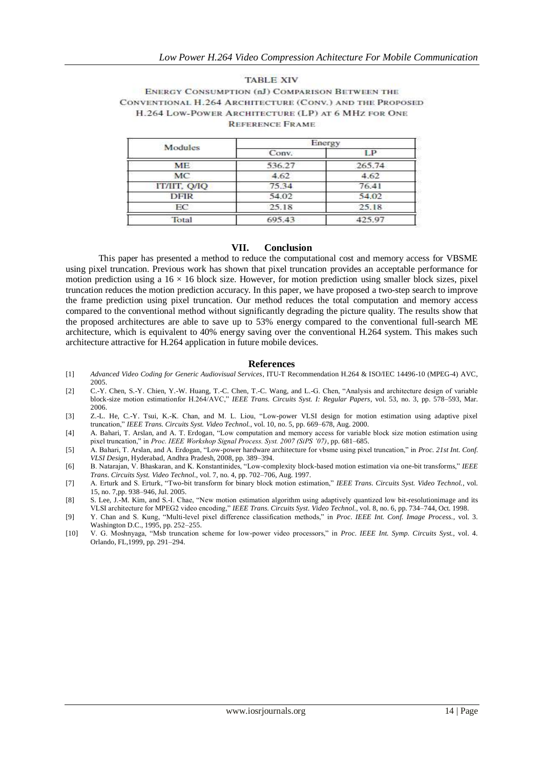TABLE XIV

ENERGY CONSUMPTION (nJ) COMPARISON BETWEEN THE CONVENTIONAL H.264 ARCHITECTURE (CONV.) AND THE PROPOSED H.264 LOW-POWER ARCHITECTURE (LP) AT 6 MHZ FOR ONE REFERENCE FRAME

| Modules | Energy | |
|---|---|---|
| | Conv. | LP |
| ME | 536.27 | 265.74 |
| MC | 4.62 | 4.62 |
| IT/IIT, Q/IQ | 75.34 | 76.41 |
| DFIR | 54.02 | 54.02 |
| EC | 25.18 | 25.18 |
| Total | 695.43 | 425.97 |

## VII. Conclusion

This paper has presented a method to reduce the computational cost and memory access for VBSME using pixel truncation. Previous work has shown that pixel truncation provides an acceptable performance for motion prediction using a $16 \times 16$ block size. However, for motion prediction using smaller block sizes, pixel truncation reduces the motion prediction accuracy. In this paper, we have proposed a two-step search to improve the frame prediction using pixel truncation. Our method reduces the total computation and memory access compared to the conventional method without significantly degrading the picture quality. The results show that the proposed architectures are able to save up to 53% energy compared to the conventional full-search ME architecture, which is equivalent to 40% energy saving over the conventional H.264 system. This makes such architecture attractive for H.264 application in future mobile devices.

## References

[1] *Advanced Video Coding for Generic Audiovisual Services*, ITU-T Recommendation H.264 & ISO/IEC 14496-10 (MPEG-4) AVC, 2005.

[2] C.-Y. Chen, S.-Y. Chien, Y.-W. Huang, T.-C. Chen, T.-C. Wang, and L.-G. Chen, "Analysis and architecture design of variable block-size motion estimationfor H.264/AVC," *IEEE Trans. Circuits Syst. I: Regular Papers*, vol. 53, no. 3, pp. 578–593, Mar. 2006.

[3] Z.-L. He, C.-Y. Tsui, K.-K. Chan, and M. L. Liou, "Low-power VLSI design for motion estimation using adaptive pixel truncation," *IEEE Trans. Circuits Syst. Video Technol.*, vol. 10, no. 5, pp. 669–678, Aug. 2000.

[4] A. Bahari, T. Arslan, and A. T. Erdogan, "Low computation and memory access for variable block size motion estimation using pixel truncation," in *Proc. IEEE Workshop Signal Process. Syst. 2007 (SiPS '07)*, pp. 681–685.

[5] A. Bahari, T. Arslan, and A. Erdogan, "Low-power hardware architecture for vbsme using pixel truncation," in *Proc. 21st Int. Conf. VLSI Design*, Hyderabad, Andhra Pradesh, 2008, pp. 389–394.

[6] B. Natarajan, V. Bhaskaran, and K. Konstantinides, "Low-complexity block-based motion estimation via one-bit transforms," *IEEE Trans. Circuits Syst. Video Technol.*, vol. 7, no. 4, pp. 702–706, Aug. 1997.

[7] A. Erturk and S. Erturk, "Two-bit transform for binary block motion estimation," *IEEE Trans. Circuits Syst. Video Technol.*, vol. 15, no. 7,pp. 938–946, Jul. 2005.

[8] S. Lee, J.-M. Kim, and S.-I. Chae, "New motion estimation algorithm using adaptively quantized low bit-resolutionimage and its VLSI architecture for MPEG2 video encoding," *IEEE Trans. Circuits Syst. Video Technol.*, vol. 8, no. 6, pp. 734–744, Oct. 1998.

[9] Y. Chan and S. Kung, "Multi-level pixel difference classification methods," in *Proc. IEEE Int. Conf. Image Process.*, vol. 3. Washington D.C., 1995, pp. 252–255.

[10] V. G. Moshnyaga, "Msb truncation scheme for low-power video processors," in *Proc. IEEE Int. Symp. Circuits Syst.*, vol. 4. Orlando, FL,1999, pp. 291–294.